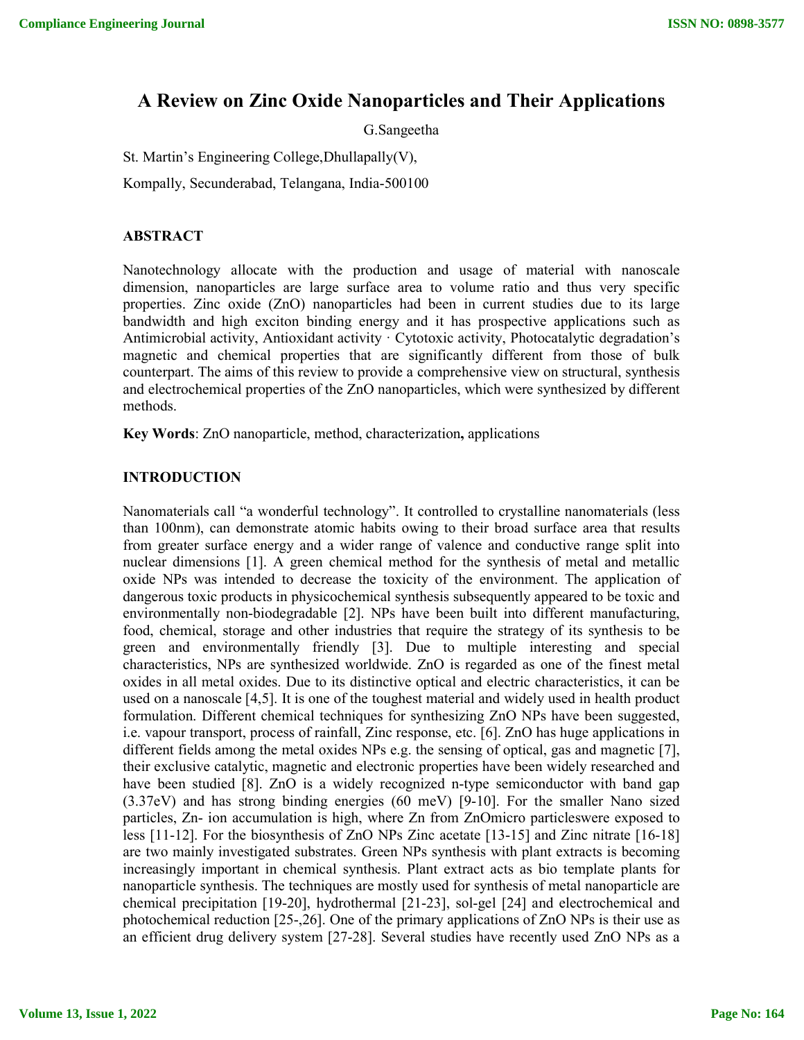# A Review on Zinc Oxide Nanoparticles and Their Applications

G.Sangeetha

St. Martin's Engineering College,Dhullapally(V),

Kompally, Secunderabad, Telangana, India-500100

## ABSTRACT

Nanotechnology allocate with the production and usage of material with nanoscale dimension, nanoparticles are large surface area to volume ratio and thus very specific properties. Zinc oxide (ZnO) nanoparticles had been in current studies due to its large bandwidth and high exciton binding energy and it has prospective applications such as Antimicrobial activity, Antioxidant activity · Cytotoxic activity, Photocatalytic degradation's magnetic and chemical properties that are significantly different from those of bulk counterpart. The aims of this review to provide a comprehensive view on structural, synthesis and electrochemical properties of the ZnO nanoparticles, which were synthesized by different methods.

**Key Words**: ZnO nanoparticle, method, characterization**,** applications

## INTRODUCTION

Nanomaterials call "a wonderful technology". It controlled to crystalline nanomaterials (less than 100nm), can demonstrate atomic habits owing to their broad surface area that results from greater surface energy and a wider range of valence and conductive range split into nuclear dimensions [1]. A green chemical method for the synthesis of metal and metallic oxide NPs was intended to decrease the toxicity of the environment. The application of dangerous toxic products in physicochemical synthesis subsequently appeared to be toxic and environmentally non-biodegradable [2]. NPs have been built into different manufacturing, food, chemical, storage and other industries that require the strategy of its synthesis to be green and environmentally friendly [3]. Due to multiple interesting and special characteristics, NPs are synthesized worldwide. ZnO is regarded as one of the finest metal oxides in all metal oxides. Due to its distinctive optical and electric characteristics, it can be used on a nanoscale [4,5]. It is one of the toughest material and widely used in health product formulation. Different chemical techniques for synthesizing ZnO NPs have been suggested, i.e. vapour transport, process of rainfall, Zinc response, etc. [6]. ZnO has huge applications in different fields among the metal oxides NPs e.g. the sensing of optical, gas and magnetic [7], their exclusive catalytic, magnetic and electronic properties have been widely researched and have been studied [8]. ZnO is a widely recognized n-type semiconductor with band gap (3.37eV) and has strong binding energies (60 meV) [9-10]. For the smaller Nano sized particles, Zn- ion accumulation is high, where Zn from ZnOmicro particleswere exposed to less [11-12]. For the biosynthesis of ZnO NPs Zinc acetate [13-15] and Zinc nitrate [16-18] are two mainly investigated substrates. Green NPs synthesis with plant extracts is becoming increasingly important in chemical synthesis. Plant extract acts as bio template plants for nanoparticle synthesis. The techniques are mostly used for synthesis of metal nanoparticle are chemical precipitation [19-20], hydrothermal [21-23], sol-gel [24] and electrochemical and photochemical reduction [25-,26]. One of the primary applications of ZnO NPs is their use as an efficient drug delivery system [27-28]. Several studies have recently used ZnO NPs as a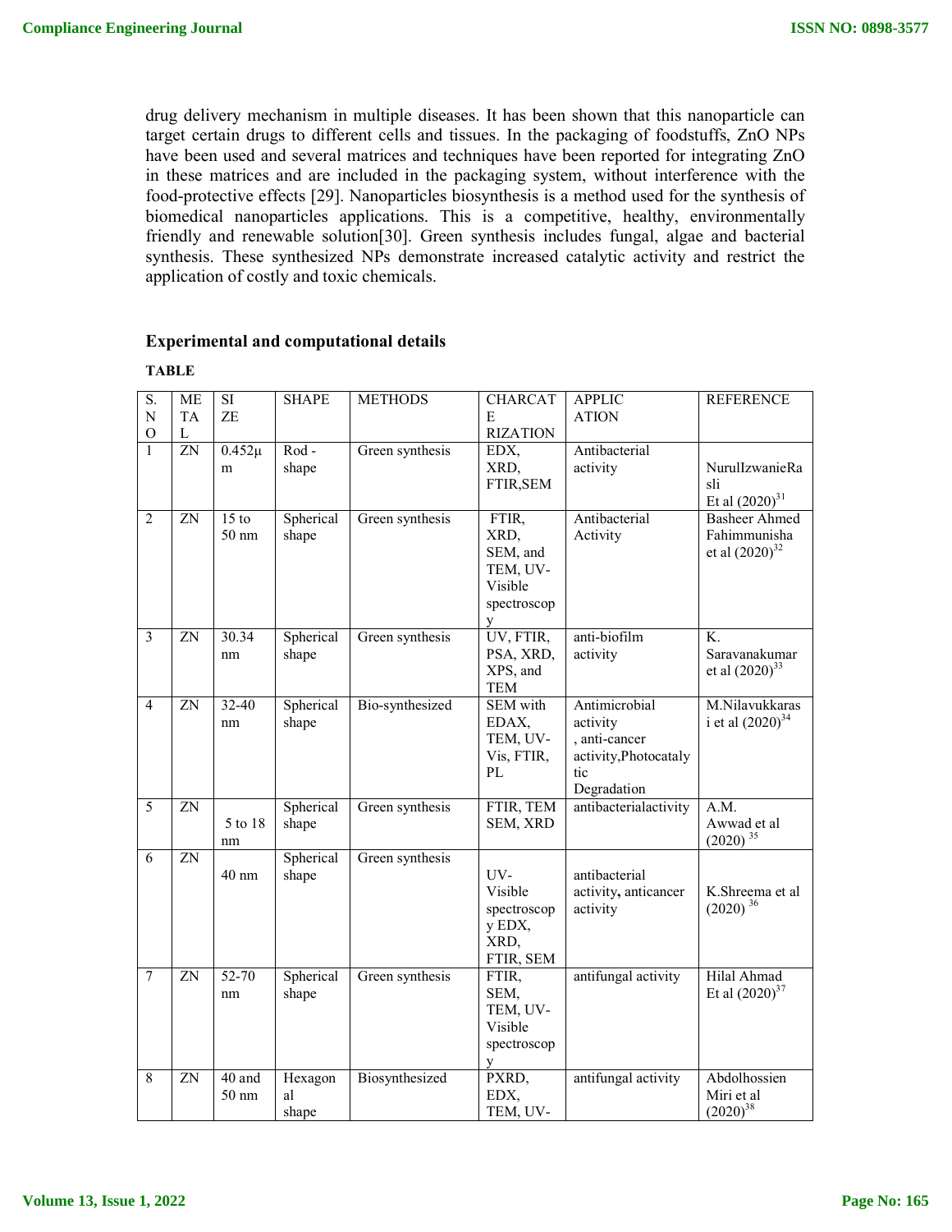drug delivery mechanism in multiple diseases. It has been shown that this nanoparticle can target certain drugs to different cells and tissues. In the packaging of foodstuffs, ZnO NPs have been used and several matrices and techniques have been reported for integrating ZnO in these matrices and are included in the packaging system, without interference with the food-protective effects [29]. Nanoparticles biosynthesis is a method used for the synthesis of biomedical nanoparticles applications. This is a competitive, healthy, environmentally friendly and renewable solution[30]. Green synthesis includes fungal, algae and bacterial synthesis. These synthesized NPs demonstrate increased catalytic activity and restrict the application of costly and toxic chemicals.

## Experimental and computational details

**TABLE**

| S. NO | METAL | SIZE | SHAPE | METHODS | CHARCATERIZATION | APPLICATION | REFERENCE |
|---|---|---|---|---|---|---|---|
| 1 | ZN | 0.452µm | Rod - shape | Green synthesis | EDX, XRD, FTIR,SEM | Antibacterial activity | NurulIzwanieRasli Et al (2020)[31] |
| 2 | ZN | 15 to 50 nm | Spherical shape | Green synthesis | FTIR, XRD, SEM, and TEM, UV-Visible spectroscopy | Antibacterial Activity | Basheer Ahmed Fahimmunisha et al (2020)[32] |
| 3 | ZN | 30.34 nm | Spherical shape | Green synthesis | UV, FTIR, PSA, XRD, XPS, and TEM | anti-biofilm activity | K. Saravanakumar et al (2020)[33] |
| 4 | ZN | 32-40 nm | Spherical shape | Bio-synthesized | SEM with EDAX, TEM, UV-Vis, FTIR, PL | Antimicrobial activity , anti-cancer activity,Photocatalytic Degradation | M.Nilavukkarasi et al (2020)[34] |
| 5 | ZN | 5 to 18 nm | Spherical shape | Green synthesis | FTIR, TEM SEM, XRD | antibacterialactivity | A.M. Awwad et al (2020)[35] |
| 6 | ZN | 40 nm | Spherical shape | Green synthesis | UV-Visible spectroscopy EDX, XRD, FTIR, SEM | antibacterial activity, anticancer activity | K.Shreema et al (2020)[36] |
| 7 | ZN | 52-70 nm | Spherical shape | Green synthesis | FTIR, SEM, TEM, UV-Visible spectroscopy | antifungal activity | Hilal Ahmad Et al (2020)[37] |
| 8 | ZN | 40 and 50 nm | Hexagonal shape | Biosynthesized | PXRD, EDX, TEM, UV- | antifungal activity | Abdolhossien Miri et al (2020)[38] |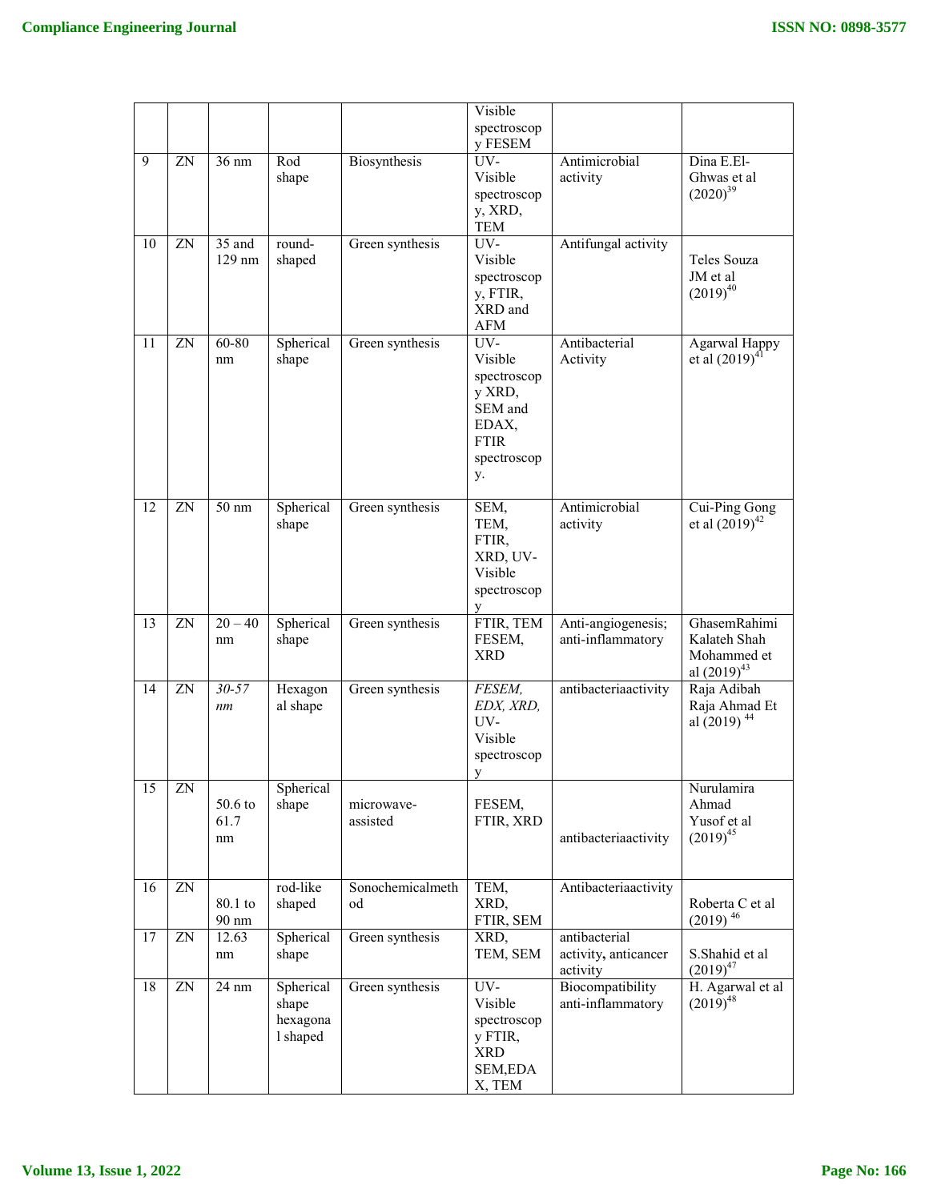| | | | | | Visible spectroscopy FESEM | | |
|---|---|---|---|---|---|---|---|
| 9 | ZN | 36 nm | Rod shape | Biosynthesis | UV-Visible spectroscopy, XRD, TEM | Antimicrobial activity | Dina E.El-Ghwas et al (2020)[39] |
| 10 | ZN | 35 and 129 nm | round-shaped | Green synthesis | UV-Visible spectroscopy, FTIR, XRD and AFM | Antifungal activity | Teles Souza JM et al (2019)[40] |
| 11 | ZN | 60-80 nm | Spherical shape | Green synthesis | UV-Visible spectroscopy XRD, SEM and EDAX, FTIR spectroscopy. | Antibacterial Activity | Agarwal Happy et al (2019)[41] |
| 12 | ZN | 50 nm | Spherical shape | Green synthesis | SEM, TEM, FTIR, XRD, UV-Visible spectroscopy | Antimicrobial activity | Cui-Ping Gong et al (2019)[42] |
| 13 | ZN | 20 – 40 nm | Spherical shape | Green synthesis | FTIR, TEM FESEM, XRD | Anti-angiogenesis; anti-inflammatory | GhasemRahimi Kalateh Shah Mohammed et al (2019)[43] |
| 14 | ZN | *30-57 nm* | Hexagonal shape | Green synthesis | *FESEM, EDX, XRD,* UV-Visible spectroscopy | antibacteriaactivity | Raja Adibah Raja Ahmad Et al (2019) [44] |
| 15 | ZN | 50.6 to 61.7 nm | Spherical shape | microwave-assisted | FESEM, FTIR, XRD | antibacteriaactivity | Nurulamira Ahmad Yusof et al (2019)[45] |
| 16 | ZN | 80.1 to 90 nm | rod-like shaped | Sonochemicalmethod | TEM, XRD, FTIR, SEM | Antibacteriaactivity | Roberta C et al (2019) [46] |
| 17 | ZN | 12.63 nm | Spherical shape | Green synthesis | XRD, TEM, SEM | antibacterial activity**,** anticancer activity | S.Shahid et al (2019)[47] |
| 18 | ZN | 24 nm | Spherical shape hexagonal shaped | Green synthesis | UV-Visible spectroscopy FTIR, XRD SEM,EDAX, TEM | Biocompatibility anti-inflammatory | H. Agarwal et al (2019)[48] |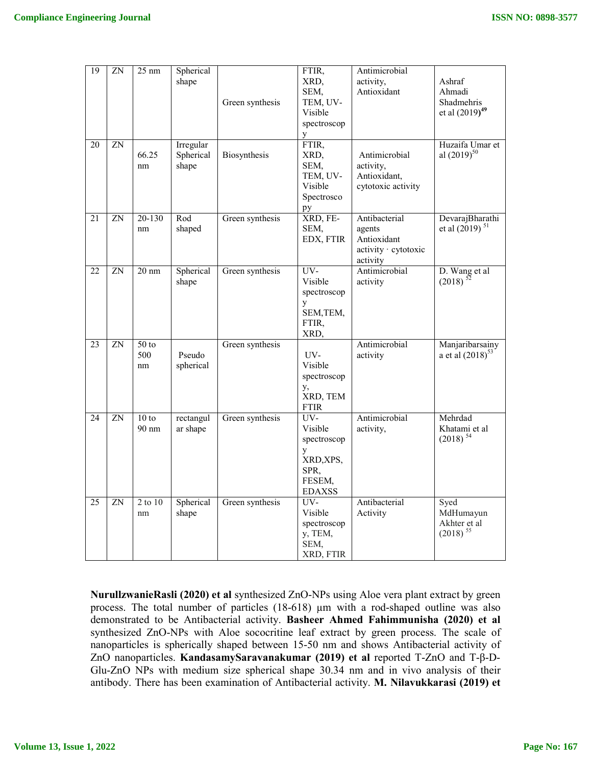| 19 | ZN | 25 nm | Spherical shape | Green synthesis | FTIR, XRD, SEM, TEM, UV-Visible spectroscopy | Antimicrobial activity, Antioxidant | Ashraf Ahmadi Shadmehris et al (2019)[49] |
|---|---|---|---|---|---|---|---|
| 20 | ZN | 66.25 nm | Irregular Spherical shape | Biosynthesis | FTIR, XRD, SEM, TEM, UV-Visible Spectroscopy | Antimicrobial activity, Antioxidant, cytotoxic activity | Huzaifa Umar et al (2019)[50] |
| 21 | ZN | 20-130 nm | Rod shaped | Green synthesis | XRD, FE-SEM, EDX, FTIR | Antibacterial agents Antioxidant activity · cytotoxic activity | DevarajBharathi et al (2019)[51] |
| 22 | ZN | 20 nm | Spherical shape | Green synthesis | UV-Visible spectroscopy SEM,TEM, FTIR, XRD, | Antimicrobial activity | D. Wang et al (2018)[52] |
| 23 | ZN | 50 to 500 nm | Pseudo spherical | Green synthesis | UV-Visible spectroscopy, XRD, TEM FTIR | Antimicrobial activity | Manjaribarsainya et al (2018)[53] |
| 24 | ZN | 10 to 90 nm | rectangular shape | Green synthesis | UV-Visible spectroscopy XRD,XPS, SPR, FESEM, EDAXSS | Antimicrobial activity, | Mehrdad Khatami et al (2018)[54] |
| 25 | ZN | 2 to 10 nm | Spherical shape | Green synthesis | UV-Visible spectroscopy, TEM, SEM, XRD, FTIR | Antibacterial Activity | Syed MdHumayun Akhter et al (2018)[55] |

**NurullzwanieRasli (2020) et al** synthesized ZnO-NPs using Aloe vera plant extract by green process. The total number of particles (18-618) μm with a rod-shaped outline was also demonstrated to be Antibacterial activity. **Basheer Ahmed Fahimmunisha (2020) et al** synthesized ZnO-NPs with Aloe sococritine leaf extract by green process. The scale of nanoparticles is spherically shaped between 15-50 nm and shows Antibacterial activity of ZnO nanoparticles. **KandasamySaravanakumar (2019) et al** reported T-ZnO and T-β-D-Glu-ZnO NPs with medium size spherical shape 30.34 nm and in vivo analysis of their antibody. There has been examination of Antibacterial activity. **M. Nilavukkarasi (2019) et**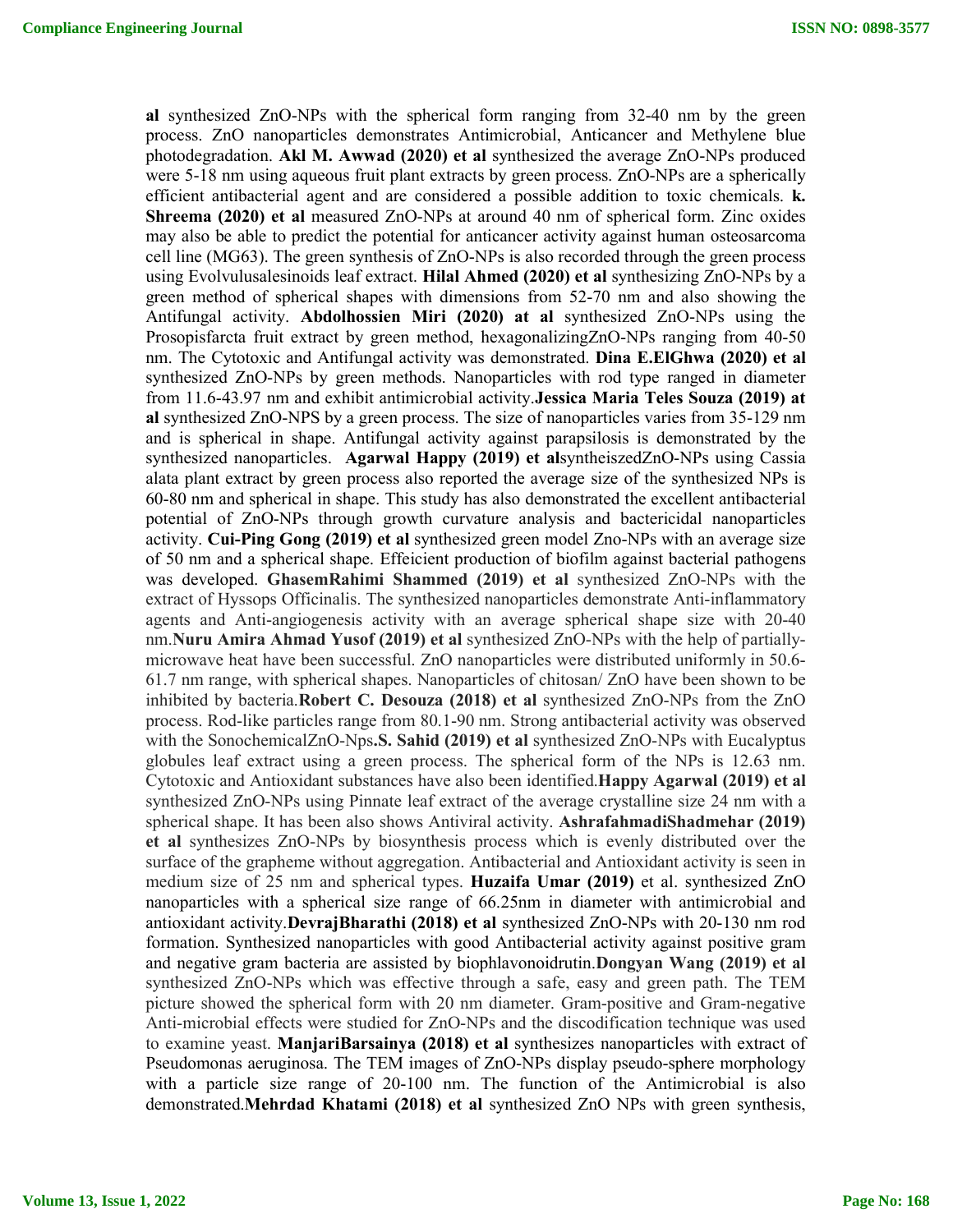**al** synthesized ZnO-NPs with the spherical form ranging from 32-40 nm by the green process. ZnO nanoparticles demonstrates Antimicrobial, Anticancer and Methylene blue photodegradation. **Akl M. Awwad (2020) et al** synthesized the average ZnO-NPs produced were 5-18 nm using aqueous fruit plant extracts by green process. ZnO-NPs are a spherically efficient antibacterial agent and are considered a possible addition to toxic chemicals. **k. Shreema (2020) et al** measured ZnO-NPs at around 40 nm of spherical form. Zinc oxides may also be able to predict the potential for anticancer activity against human osteosarcoma cell line (MG63). The green synthesis of ZnO-NPs is also recorded through the green process using Evolvulusalesinoids leaf extract. **Hilal Ahmed (2020) et al** synthesizing ZnO-NPs by a green method of spherical shapes with dimensions from 52-70 nm and also showing the Antifungal activity. **Abdolhossien Miri (2020) at al** synthesized ZnO-NPs using the Prosopisfarcta fruit extract by green method, hexagonalizingZnO-NPs ranging from 40-50 nm. The Cytotoxic and Antifungal activity was demonstrated. **Dina E.ElGhwa (2020) et al** synthesized ZnO-NPs by green methods. Nanoparticles with rod type ranged in diameter from 11.6-43.97 nm and exhibit antimicrobial activity.**Jessica Maria Teles Souza (2019) at al** synthesized ZnO-NPS by a green process. The size of nanoparticles varies from 35-129 nm and is spherical in shape. Antifungal activity against parapsilosis is demonstrated by the synthesized nanoparticles. **Agarwal Happy (2019) et al**syntheiszedZnO-NPs using Cassia alata plant extract by green process also reported the average size of the synthesized NPs is 60-80 nm and spherical in shape. This study has also demonstrated the excellent antibacterial potential of ZnO-NPs through growth curvature analysis and bactericidal nanoparticles activity. **Cui-Ping Gong (2019) et al** synthesized green model Zno-NPs with an average size of 50 nm and a spherical shape. Effeicient production of biofilm against bacterial pathogens was developed. **GhasemRahimi Shammed (2019) et al** synthesized ZnO-NPs with the extract of Hyssops Officinalis. The synthesized nanoparticles demonstrate Anti-inflammatory agents and Anti-angiogenesis activity with an average spherical shape size with 20-40 nm.**Nuru Amira Ahmad Yusof (2019) et al** synthesized ZnO-NPs with the help of partially-microwave heat have been successful. ZnO nanoparticles were distributed uniformly in 50.6-61.7 nm range, with spherical shapes. Nanoparticles of chitosan/ ZnO have been shown to be inhibited by bacteria.**Robert C. Desouza (2018) et al** synthesized ZnO-NPs from the ZnO process. Rod-like particles range from 80.1-90 nm. Strong antibacterial activity was observed with the SonochemicalZnO-Nps**.S. Sahid (2019) et al** synthesized ZnO-NPs with Eucalyptus globules leaf extract using a green process. The spherical form of the NPs is 12.63 nm. Cytotoxic and Antioxidant substances have also been identified.**Happy Agarwal (2019) et al** synthesized ZnO-NPs using Pinnate leaf extract of the average crystalline size 24 nm with a spherical shape. It has been also shows Antiviral activity. **AshrafahmadiShadmehar (2019) et al** synthesizes ZnO-NPs by biosynthesis process which is evenly distributed over the surface of the grapheme without aggregation. Antibacterial and Antioxidant activity is seen in medium size of 25 nm and spherical types. **Huzaifa Umar (2019)** et al. synthesized ZnO nanoparticles with a spherical size range of 66.25nm in diameter with antimicrobial and antioxidant activity.**DevrajBharathi (2018) et al** synthesized ZnO-NPs with 20-130 nm rod formation. Synthesized nanoparticles with good Antibacterial activity against positive gram and negative gram bacteria are assisted by biophlavonoidrutin.**Dongyan Wang (2019) et al** synthesized ZnO-NPs which was effective through a safe, easy and green path. The TEM picture showed the spherical form with 20 nm diameter. Gram-positive and Gram-negative Anti-microbial effects were studied for ZnO-NPs and the discodification technique was used to examine yeast. **ManjariBarsainya (2018) et al** synthesizes nanoparticles with extract of Pseudomonas aeruginosa. The TEM images of ZnO-NPs display pseudo-sphere morphology with a particle size range of 20-100 nm. The function of the Antimicrobial is also demonstrated.**Mehrdad Khatami (2018) et al** synthesized ZnO NPs with green synthesis,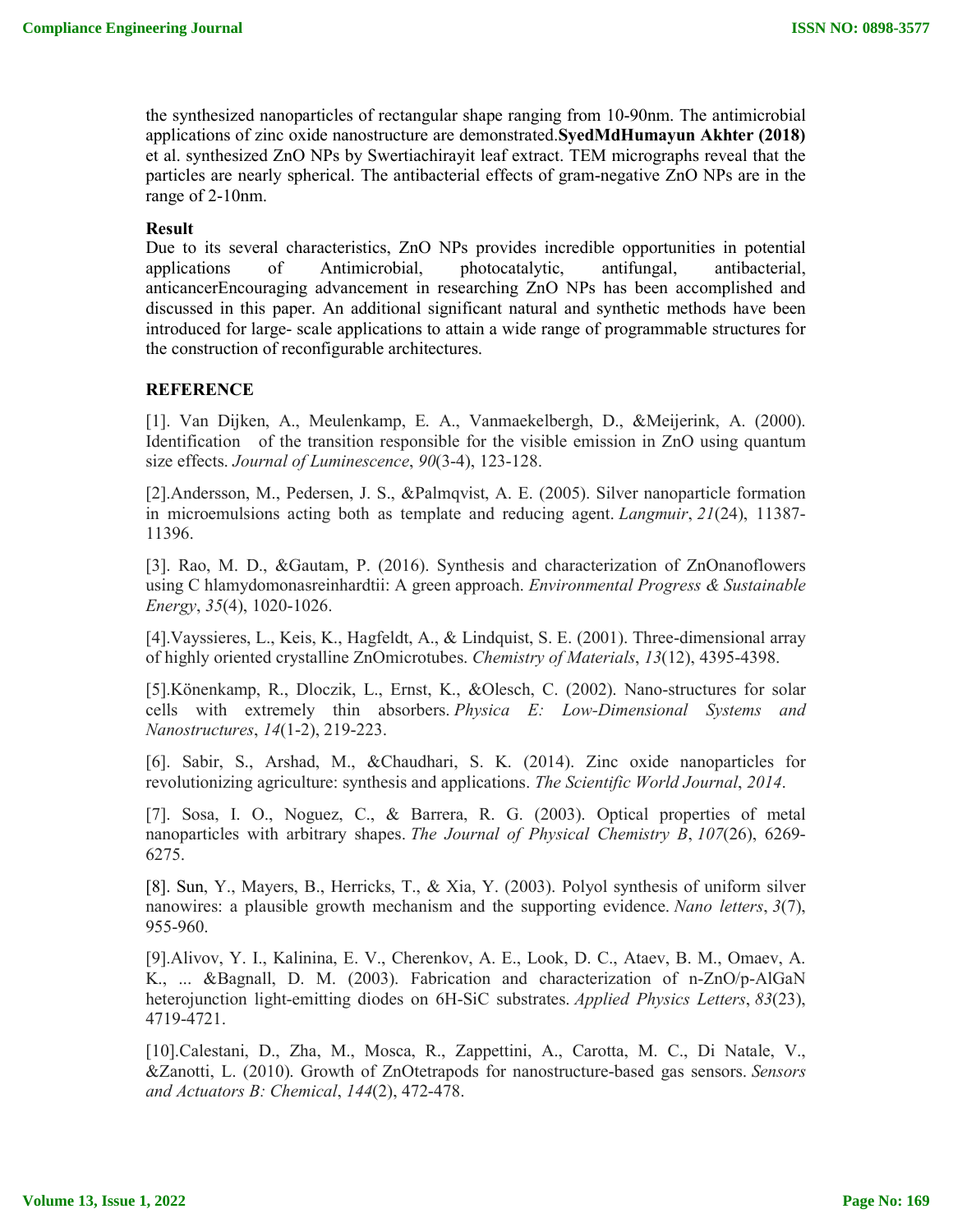the synthesized nanoparticles of rectangular shape ranging from 10-90nm. The antimicrobial applications of zinc oxide nanostructure are demonstrated.**SyedMdHumayun Akhter (2018)** et al. synthesized ZnO NPs by Swertiachirayit leaf extract. TEM micrographs reveal that the particles are nearly spherical. The antibacterial effects of gram-negative ZnO NPs are in the range of 2-10nm.

## Result

Due to its several characteristics, ZnO NPs provides incredible opportunities in potential applications of Antimicrobial, photocatalytic, antifungal, antibacterial, anticancerEncouraging advancement in researching ZnO NPs has been accomplished and discussed in this paper. An additional significant natural and synthetic methods have been introduced for large- scale applications to attain a wide range of programmable structures for the construction of reconfigurable architectures.

## REFERENCE

[1]. Van Dijken, A., Meulenkamp, E. A., Vanmaekelbergh, D., &Meijerink, A. (2000). Identification of the transition responsible for the visible emission in ZnO using quantum size effects. *Journal of Luminescence*, *90*(3-4), 123-128.

[2].Andersson, M., Pedersen, J. S., &Palmqvist, A. E. (2005). Silver nanoparticle formation in microemulsions acting both as template and reducing agent. *Langmuir*, *21*(24), 11387-11396.

[3]. Rao, M. D., &Gautam, P. (2016). Synthesis and characterization of ZnOnanoflowers using C hlamydomonasreinhardtii: A green approach. *Environmental Progress & Sustainable Energy*, *35*(4), 1020-1026.

[4].Vayssieres, L., Keis, K., Hagfeldt, A., & Lindquist, S. E. (2001). Three-dimensional array of highly oriented crystalline ZnOmicrotubes. *Chemistry of Materials*, *13*(12), 4395-4398.

[5].Könenkamp, R., Dloczik, L., Ernst, K., &Olesch, C. (2002). Nano-structures for solar cells with extremely thin absorbers. *Physica E: Low-Dimensional Systems and Nanostructures*, *14*(1-2), 219-223.

[6]. Sabir, S., Arshad, M., &Chaudhari, S. K. (2014). Zinc oxide nanoparticles for revolutionizing agriculture: synthesis and applications. *The Scientific World Journal*, *2014*.

[7]. Sosa, I. O., Noguez, C., & Barrera, R. G. (2003). Optical properties of metal nanoparticles with arbitrary shapes. *The Journal of Physical Chemistry B*, *107*(26), 6269-6275.

[8]. Sun, Y., Mayers, B., Herricks, T., & Xia, Y. (2003). Polyol synthesis of uniform silver nanowires: a plausible growth mechanism and the supporting evidence. *Nano letters*, *3*(7), 955-960.

[9].Alivov, Y. I., Kalinina, E. V., Cherenkov, A. E., Look, D. C., Ataev, B. M., Omaev, A. K., ... &Bagnall, D. M. (2003). Fabrication and characterization of n-ZnO/p-AlGaN heterojunction light-emitting diodes on 6H-SiC substrates. *Applied Physics Letters*, *83*(23), 4719-4721.

[10].Calestani, D., Zha, M., Mosca, R., Zappettini, A., Carotta, M. C., Di Natale, V., &Zanotti, L. (2010). Growth of ZnOtetrapods for nanostructure-based gas sensors. *Sensors and Actuators B: Chemical*, *144*(2), 472-478.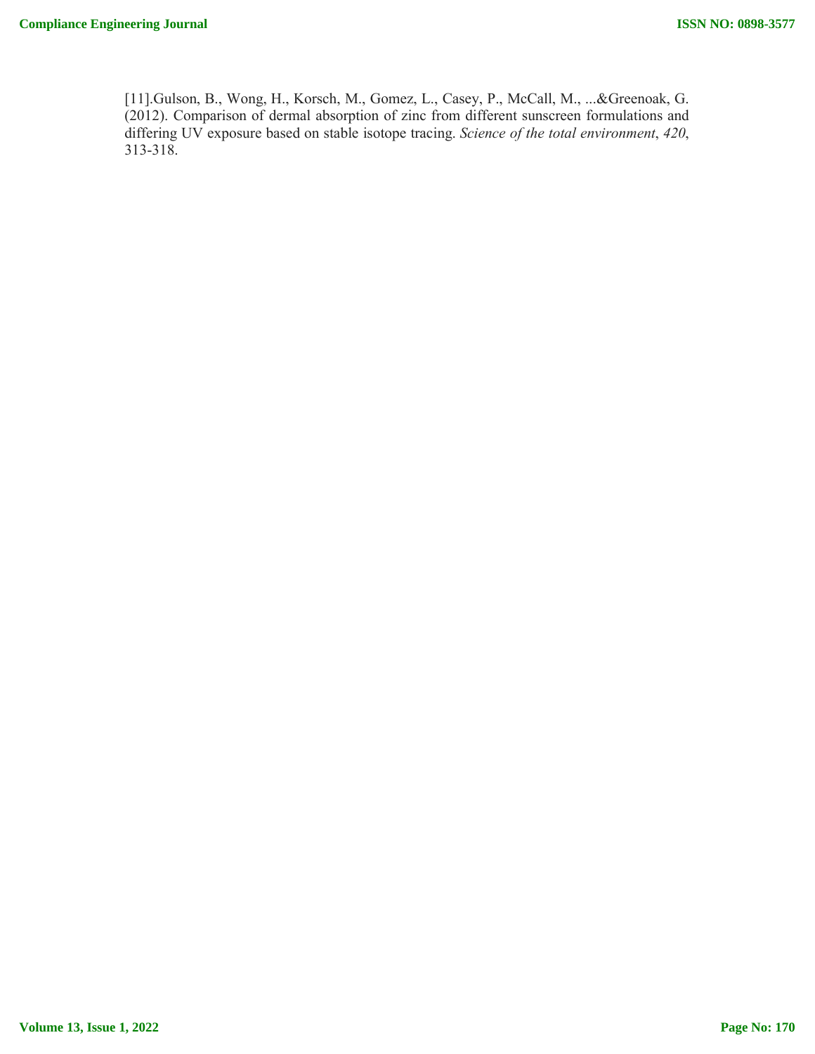[11].Gulson, B., Wong, H., Korsch, M., Gomez, L., Casey, P., McCall, M., ...&Greenoak, G. (2012). Comparison of dermal absorption of zinc from different sunscreen formulations and differing UV exposure based on stable isotope tracing. *Science of the total environment*, *420*, 313-318.